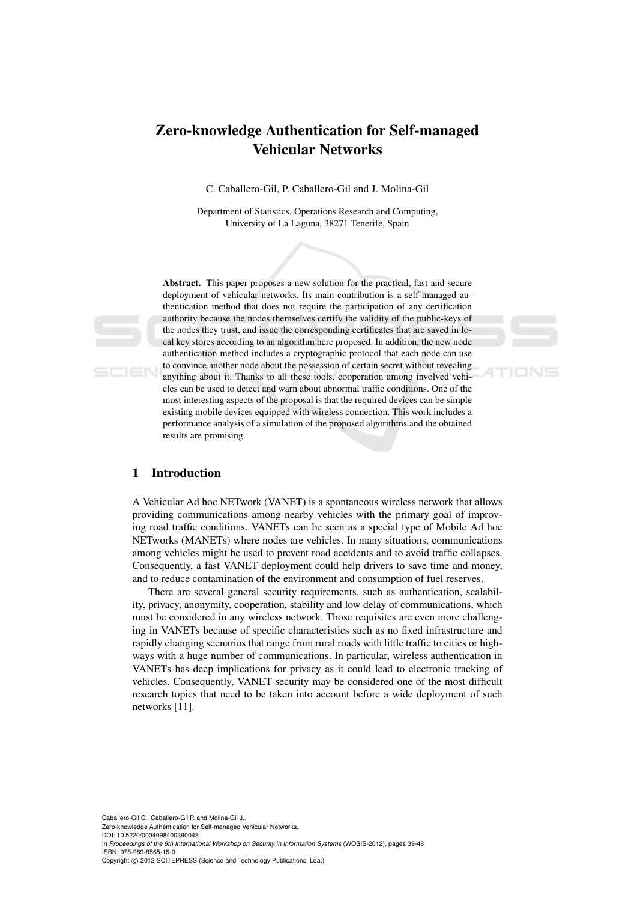# Zero-knowledge Authentication for Self-managed Vehicular Networks

C. Caballero-Gil, P. Caballero-Gil and J. Molina-Gil

Department of Statistics, Operations Research and Computing,
University of La Laguna, 38271 Tenerife, Spain

**Abstract.** This paper proposes a new solution for the practical, fast and secure deployment of vehicular networks. Its main contribution is a self-managed authentication method that does not require the participation of any certification authority because the nodes themselves certify the validity of the public-keys of the nodes they trust, and issue the corresponding certificates that are saved in local key stores according to an algorithm here proposed. In addition, the new node authentication method includes a cryptographic protocol that each node can use to convince another node about the possession of certain secret without revealing anything about it. Thanks to all these tools, cooperation among involved vehicles can be used to detect and warn about abnormal traffic conditions. One of the most interesting aspects of the proposal is that the required devices can be simple existing mobile devices equipped with wireless connection. This work includes a performance analysis of a simulation of the proposed algorithms and the obtained results are promising.

## 1 Introduction

A Vehicular Ad hoc NETwork (VANET) is a spontaneous wireless network that allows providing communications among nearby vehicles with the primary goal of improving road traffic conditions. VANETs can be seen as a special type of Mobile Ad hoc NETworks (MANETs) where nodes are vehicles. In many situations, communications among vehicles might be used to prevent road accidents and to avoid traffic collapses. Consequently, a fast VANET deployment could help drivers to save time and money, and to reduce contamination of the environment and consumption of fuel reserves.

There are several general security requirements, such as authentication, scalability, privacy, anonymity, cooperation, stability and low delay of communications, which must be considered in any wireless network. Those requisites are even more challenging in VANETs because of specific characteristics such as no fixed infrastructure and rapidly changing scenarios that range from rural roads with little traffic to cities or highways with a huge number of communications. In particular, wireless authentication in VANETs has deep implications for privacy as it could lead to electronic tracking of vehicles. Consequently, VANET security may be considered one of the most difficult research topics that need to be taken into account before a wide deployment of such networks [11].

Caballero-Gil C., Caballero-Gil P. and Molina-Gil J..
Zero-knowledge Authentication for Self-managed Vehicular Networks.
DOI: 10.5220/0004098400390048
In *Proceedings of the 9th International Workshop on Security in Information Systems* (WOSIS-2012), pages 39-48
ISBN: 978-989-8565-15-0
Copyright © 2012 SCITEPRESS (Science and Technology Publications, Lda.)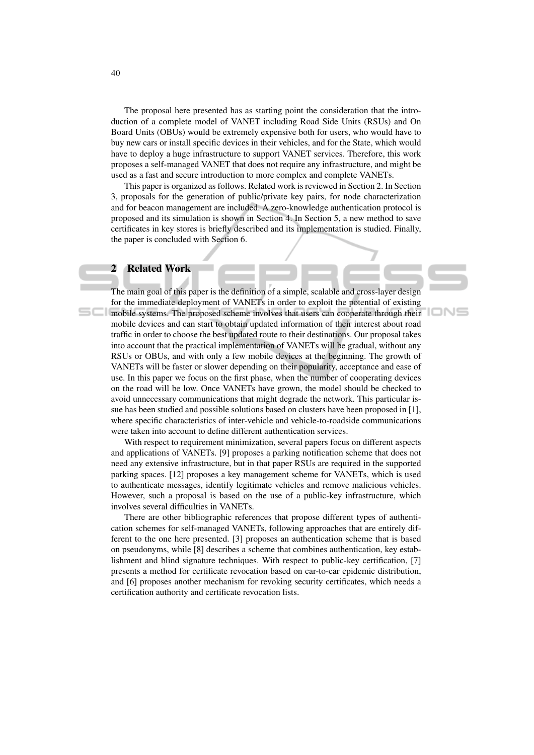The proposal here presented has as starting point the consideration that the introduction of a complete model of VANET including Road Side Units (RSUs) and On Board Units (OBUs) would be extremely expensive both for users, who would have to buy new cars or install specific devices in their vehicles, and for the State, which would have to deploy a huge infrastructure to support VANET services. Therefore, this work proposes a self-managed VANET that does not require any infrastructure, and might be used as a fast and secure introduction to more complex and complete VANETs.

This paper is organized as follows. Related work is reviewed in Section 2. In Section 3, proposals for the generation of public/private key pairs, for node characterization and for beacon management are included. A zero-knowledge authentication protocol is proposed and its simulation is shown in Section 4. In Section 5, a new method to save certificates in key stores is briefly described and its implementation is studied. Finally, the paper is concluded with Section 6.

## 2 Related Work

The main goal of this paper is the definition of a simple, scalable and cross-layer design for the immediate deployment of VANETs in order to exploit the potential of existing mobile systems. The proposed scheme involves that users can cooperate through their mobile devices and can start to obtain updated information of their interest about road traffic in order to choose the best updated route to their destinations. Our proposal takes into account that the practical implementation of VANETs will be gradual, without any RSUs or OBUs, and with only a few mobile devices at the beginning. The growth of VANETs will be faster or slower depending on their popularity, acceptance and ease of use. In this paper we focus on the first phase, when the number of cooperating devices on the road will be low. Once VANETs have grown, the model should be checked to avoid unnecessary communications that might degrade the network. This particular issue has been studied and possible solutions based on clusters have been proposed in [1], where specific characteristics of inter-vehicle and vehicle-to-roadside communications were taken into account to define different authentication services.

With respect to requirement minimization, several papers focus on different aspects and applications of VANETs. [9] proposes a parking notification scheme that does not need any extensive infrastructure, but in that paper RSUs are required in the supported parking spaces. [12] proposes a key management scheme for VANETs, which is used to authenticate messages, identify legitimate vehicles and remove malicious vehicles. However, such a proposal is based on the use of a public-key infrastructure, which involves several difficulties in VANETs.

There are other bibliographic references that propose different types of authentication schemes for self-managed VANETs, following approaches that are entirely different to the one here presented. [3] proposes an authentication scheme that is based on pseudonyms, while [8] describes a scheme that combines authentication, key establishment and blind signature techniques. With respect to public-key certification, [7] presents a method for certificate revocation based on car-to-car epidemic distribution, and [6] proposes another mechanism for revoking security certificates, which needs a certification authority and certificate revocation lists.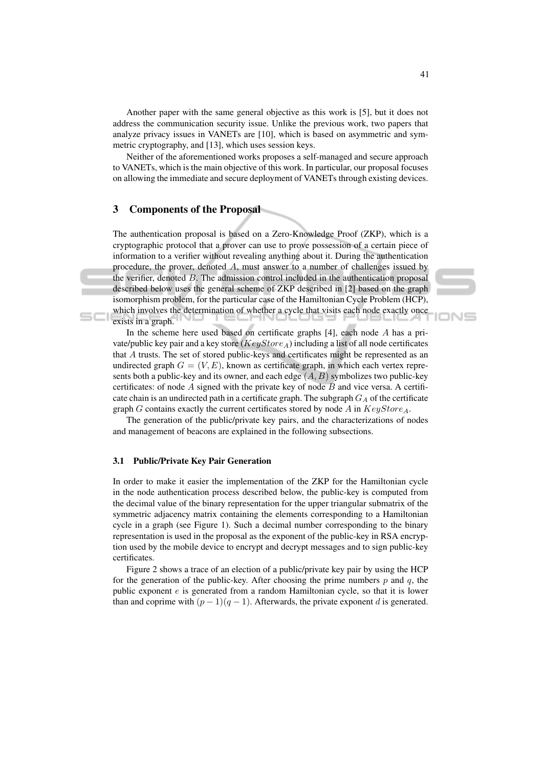Another paper with the same general objective as this work is [5], but it does not address the communication security issue. Unlike the previous work, two papers that analyze privacy issues in VANETs are [10], which is based on asymmetric and symmetric cryptography, and [13], which uses session keys.

Neither of the aforementioned works proposes a self-managed and secure approach to VANETs, which is the main objective of this work. In particular, our proposal focuses on allowing the immediate and secure deployment of VANETs through existing devices.

## 3 Components of the Proposal

The authentication proposal is based on a Zero-Knowledge Proof (ZKP), which is a cryptographic protocol that a prover can use to prove possession of a certain piece of information to a verifier without revealing anything about it. During the authentication procedure, the prover, denoted $A$, must answer to a number of challenges issued by the verifier, denoted $B$. The admission control included in the authentication proposal described below uses the general scheme of ZKP described in [2] based on the graph isomorphism problem, for the particular case of the Hamiltonian Cycle Problem (HCP), which involves the determination of whether a cycle that visits each node exactly once exists in a graph.

In the scheme here used based on certificate graphs [4], each node $A$ has a private/public key pair and a key store ($KeyStore_A$) including a list of all node certificates that $A$ trusts. The set of stored public-keys and certificates might be represented as an undirected graph $G = (V, E)$, known as certificate graph, in which each vertex represents both a public-key and its owner, and each edge $(A, B)$ symbolizes two public-key certificates: of node $A$ signed with the private key of node $B$ and vice versa. A certificate chain is an undirected path in a certificate graph. The subgraph $G_A$ of the certificate graph $G$ contains exactly the current certificates stored by node $A$ in $KeyStore_A$.

The generation of the public/private key pairs, and the characterizations of nodes and management of beacons are explained in the following subsections.

### 3.1 Public/Private Key Pair Generation

In order to make it easier the implementation of the ZKP for the Hamiltonian cycle in the node authentication process described below, the public-key is computed from the decimal value of the binary representation for the upper triangular submatrix of the symmetric adjacency matrix containing the elements corresponding to a Hamiltonian cycle in a graph (see Figure 1). Such a decimal number corresponding to the binary representation is used in the proposal as the exponent of the public-key in RSA encryption used by the mobile device to encrypt and decrypt messages and to sign public-key certificates.

Figure 2 shows a trace of an election of a public/private key pair by using the HCP for the generation of the public-key. After choosing the prime numbers $p$ and $q$, the public exponent $e$ is generated from a random Hamiltonian cycle, so that it is lower than and coprime with $(p-1)(q-1)$. Afterwards, the private exponent $d$ is generated.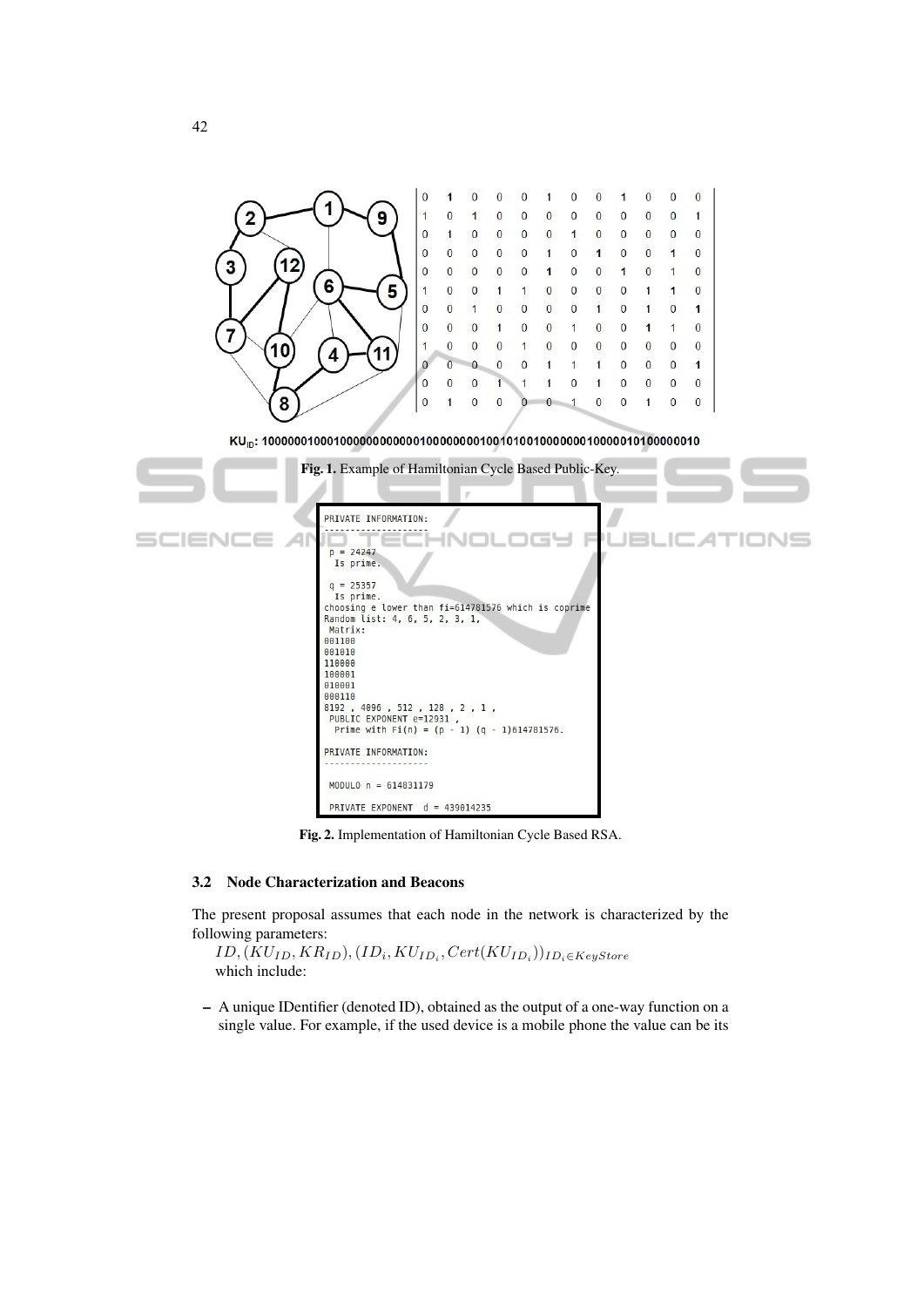KU$_{ID}$: 1000000100010000000000000100000000100101001000000010000010100000010

**Fig. 1.** Example of Hamiltonian Cycle Based Public-Key.

```
PRIVATE INFORMATION:
--------------------

 p = 24247
  Is prime.

 q = 25357
  Is prime.
choosing e lower than fi=614781576 which is coprime
Random list: 4, 6, 5, 2, 3, 1,
 Matrix:
001100
001010
110000
100001
010001
000110
8192 , 4096 , 512 , 128 , 2 , 1 ,
 PUBLIC EXPONENT e=12931 ,
  Prime with Fi(n) = (p - 1) (q - 1)614781576.

PRIVATE INFORMATION:
--------------------

 MODULO n = 614831179

 PRIVATE EXPONENT  d = 439814235
```

**Fig. 2.** Implementation of Hamiltonian Cycle Based RSA.

### 3.2 Node Characterization and Beacons

The present proposal assumes that each node in the network is characterized by the following parameters:

$ID, (KU_{ID}, KR_{ID}), (ID_i, KU_{ID_i}, Cert(KU_{ID_i}))_{ID_i \in KeyStore}$
which include:

- A unique IDentifier (denoted ID), obtained as the output of a one-way function on a single value. For example, if the used device is a mobile phone the value can be its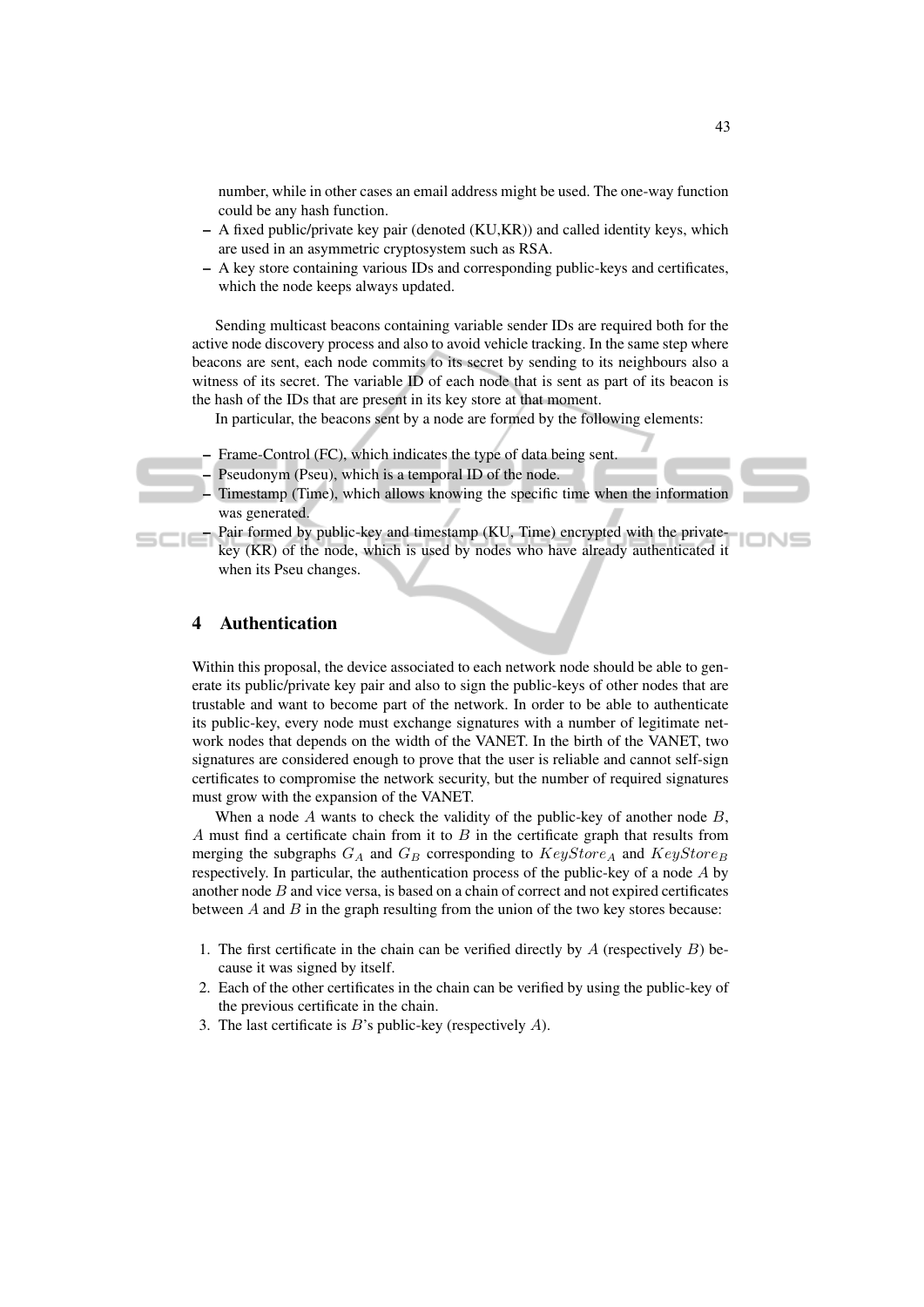number, while in other cases an email address might be used. The one-way function could be any hash function.

- A fixed public/private key pair (denoted (KU,KR)) and called identity keys, which are used in an asymmetric cryptosystem such as RSA.
- A key store containing various IDs and corresponding public-keys and certificates, which the node keeps always updated.

Sending multicast beacons containing variable sender IDs are required both for the active node discovery process and also to avoid vehicle tracking. In the same step where beacons are sent, each node commits to its secret by sending to its neighbours also a witness of its secret. The variable ID of each node that is sent as part of its beacon is the hash of the IDs that are present in its key store at that moment.

In particular, the beacons sent by a node are formed by the following elements:

- Frame-Control (FC), which indicates the type of data being sent.
- Pseudonym (Pseu), which is a temporal ID of the node.
- Timestamp (Time), which allows knowing the specific time when the information was generated.
- Pair formed by public-key and timestamp (KU, Time) encrypted with the private-key (KR) of the node, which is used by nodes who have already authenticated it when its Pseu changes.

## 4 Authentication

Within this proposal, the device associated to each network node should be able to generate its public/private key pair and also to sign the public-keys of other nodes that are trustable and want to become part of the network. In order to be able to authenticate its public-key, every node must exchange signatures with a number of legitimate network nodes that depends on the width of the VANET. In the birth of the VANET, two signatures are considered enough to prove that the user is reliable and cannot self-sign certificates to compromise the network security, but the number of required signatures must grow with the expansion of the VANET.

When a node $A$ wants to check the validity of the public-key of another node $B$, $A$ must find a certificate chain from it to $B$ in the certificate graph that results from merging the subgraphs $G_A$ and $G_B$ corresponding to $KeyStore_A$ and $KeyStore_B$ respectively. In particular, the authentication process of the public-key of a node $A$ by another node $B$ and vice versa, is based on a chain of correct and not expired certificates between $A$ and $B$ in the graph resulting from the union of the two key stores because:

1. The first certificate in the chain can be verified directly by $A$ (respectively $B$) because it was signed by itself.
2. Each of the other certificates in the chain can be verified by using the public-key of the previous certificate in the chain.
3. The last certificate is $B$'s public-key (respectively $A$).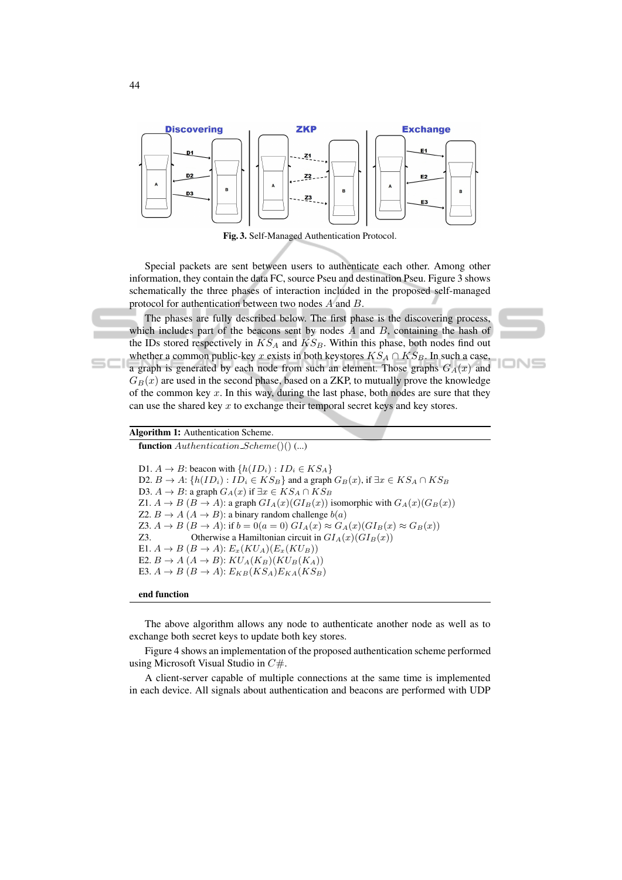Fig. 3. Self-Managed Authentication Protocol.

Special packets are sent between users to authenticate each other. Among other information, they contain the data FC, source Pseu and destination Pseu. Figure 3 shows schematically the three phases of interaction included in the proposed self-managed protocol for authentication between two nodes $A$ and $B$.

The phases are fully described below. The first phase is the discovering process, which includes part of the beacons sent by nodes $A$ and $B$, containing the hash of the IDs stored respectively in $KS_A$ and $KS_B$. Within this phase, both nodes find out whether a common public-key $x$ exists in both keystores $KS_A \cap KS_B$. In such a case, a graph is generated by each node from such an element. Those graphs $G_A(x)$ and $G_B(x)$ are used in the second phase, based on a ZKP, to mutually prove the knowledge of the common key $x$. In this way, during the last phase, both nodes are sure that they can use the shared key $x$ to exchange their temporal secret keys and key stores.

---

**Algorithm 1:** Authentication Scheme.

**function** *Authentication_Scheme*()() (...)

D1. $A \rightarrow B$: beacon with $\{h(ID_i) : ID_i \in KS_A\}$
D2. $B \rightarrow A$: $\{h(ID_i) : ID_i \in KS_B\}$ and a graph $G_B(x)$, if $\exists x \in KS_A \cap KS_B$
D3. $A \rightarrow B$: a graph $G_A(x)$ if $\exists x \in KS_A \cap KS_B$
Z1. $A \rightarrow B$ $(B \rightarrow A)$: a graph $GI_A(x)(GI_B(x))$ isomorphic with $G_A(x)(G_B(x))$
Z2. $B \rightarrow A$ $(A \rightarrow B)$: a binary random challenge $b(a)$
Z3. $A \rightarrow B$ $(B \rightarrow A)$: if $b = 0(a = 0)$ $GI_A(x) \approx G_A(x)(GI_B(x) \approx G_B(x))$
Z3. Otherwise a Hamiltonian circuit in $GI_A(x)(GI_B(x))$
E1. $A \rightarrow B$ $(B \rightarrow A)$: $E_x(KU_A)(E_x(KU_B))$
E2. $B \rightarrow A$ $(A \rightarrow B)$: $KU_A(K_B)(KU_B(K_A))$
E3. $A \rightarrow B$ $(B \rightarrow A)$: $E_{KB}(KS_A)E_{KA}(KS_B)$

**end function**

---

The above algorithm allows any node to authenticate another node as well as to exchange both secret keys to update both key stores.

Figure 4 shows an implementation of the proposed authentication scheme performed using Microsoft Visual Studio in $C\#$.

A client-server capable of multiple connections at the same time is implemented in each device. All signals about authentication and beacons are performed with UDP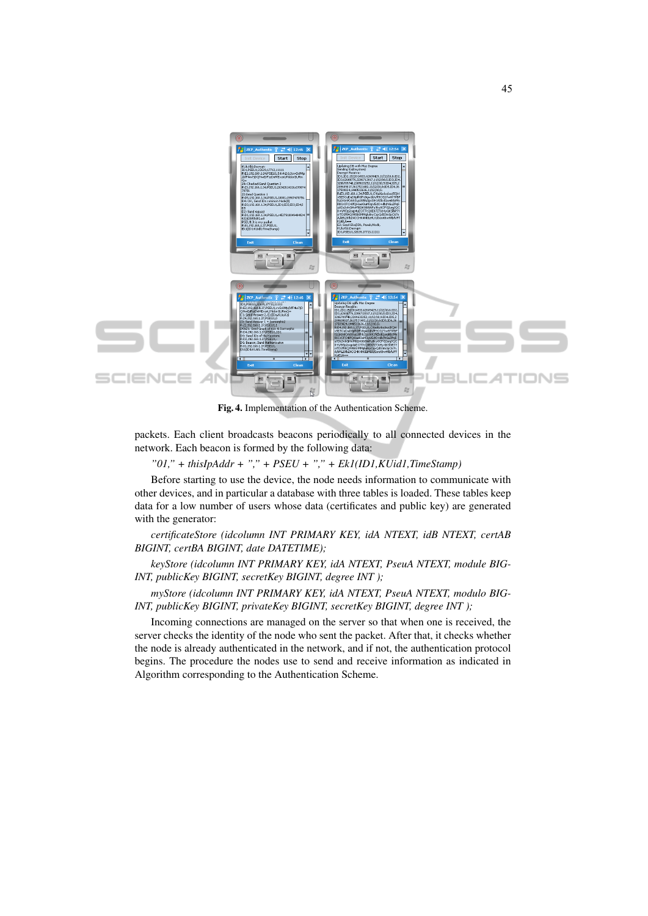Fig. 4. Implementation of the Authentication Scheme.

packets. Each client broadcasts beacons periodically to all connected devices in the network. Each beacon is formed by the following data:

*"01," + thisIpAddr + "," + PSEU + "," + Ek1(ID1,KUid1,TimeStamp)*

Before starting to use the device, the node needs information to communicate with other devices, and in particular a database with three tables is loaded. These tables keep data for a low number of users whose data (certificates and public key) are generated with the generator:

*certificateStore (idcolumn INT PRIMARY KEY, idA NTEXT, idB NTEXT, certAB BIGINT, certBA BIGINT, date DATETIME);*

*keyStore (idcolumn INT PRIMARY KEY, idA NTEXT, PseuA NTEXT, module BIGINT, publicKey BIGINT, secretKey BIGINT, degree INT );*

*myStore (idcolumn INT PRIMARY KEY, idA NTEXT, PseuA NTEXT, modulo BIGINT, publicKey BIGINT, privateKey BIGINT, secretKey BIGINT, degree INT );*

Incoming connections are managed on the server so that when one is received, the server checks the identity of the node who sent the packet. After that, it checks whether the node is already authenticated in the network, and if not, the authentication protocol begins. The procedure the nodes use to send and receive information as indicated in Algorithm corresponding to the Authentication Scheme.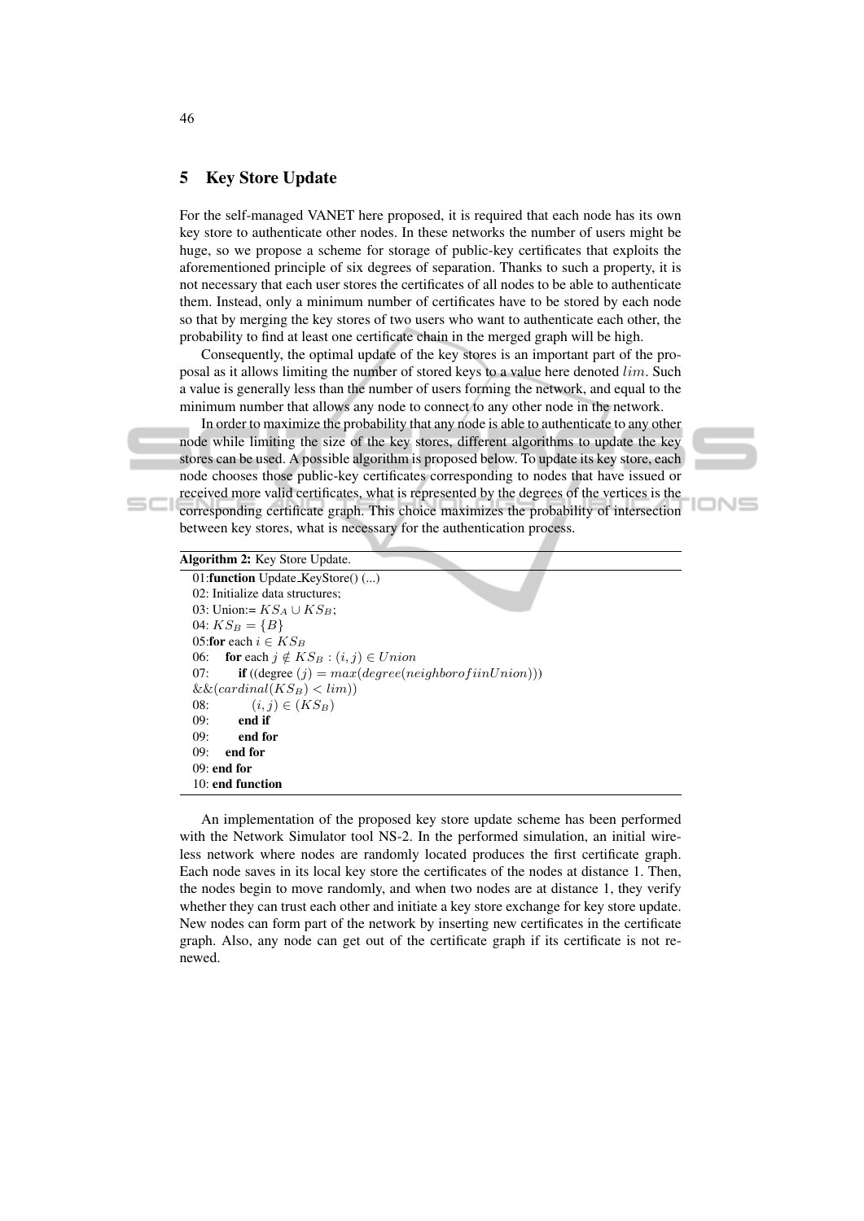## 5 Key Store Update

For the self-managed VANET here proposed, it is required that each node has its own key store to authenticate other nodes. In these networks the number of users might be huge, so we propose a scheme for storage of public-key certificates that exploits the aforementioned principle of six degrees of separation. Thanks to such a property, it is not necessary that each user stores the certificates of all nodes to be able to authenticate them. Instead, only a minimum number of certificates have to be stored by each node so that by merging the key stores of two users who want to authenticate each other, the probability to find at least one certificate chain in the merged graph will be high.

Consequently, the optimal update of the key stores is an important part of the proposal as it allows limiting the number of stored keys to a value here denoted $lim$. Such a value is generally less than the number of users forming the network, and equal to the minimum number that allows any node to connect to any other node in the network.

In order to maximize the probability that any node is able to authenticate to any other node while limiting the size of the key stores, different algorithms to update the key stores can be used. A possible algorithm is proposed below. To update its key store, each node chooses those public-key certificates corresponding to nodes that have issued or received more valid certificates, what is represented by the degrees of the vertices is the corresponding certificate graph. This choice maximizes the probability of intersection between key stores, what is necessary for the authentication process.

**Algorithm 2:** Key Store Update.

```
01:function Update_KeyStore() (...)
02: Initialize data structures;
03: Union:= KS_A ∪ KS_B;
04: KS_B = {B}
05:for each i ∈ KS_B
06:    for each j ∉ KS_B : (i, j) ∈ Union
07:        if ((degree (j) = max(degree(neighborofiinUnion)))
   &&(cardinal(KS_B) < lim))
08:            (i, j) ∈ (KS_B)
09:        end if
09:        end for
09:    end for
09: end for
10: end function
```

An implementation of the proposed key store update scheme has been performed with the Network Simulator tool NS-2. In the performed simulation, an initial wireless network where nodes are randomly located produces the first certificate graph. Each node saves in its local key store the certificates of the nodes at distance 1. Then, the nodes begin to move randomly, and when two nodes are at distance 1, they verify whether they can trust each other and initiate a key store exchange for key store update. New nodes can form part of the network by inserting new certificates in the certificate graph. Also, any node can get out of the certificate graph if its certificate is not renewed.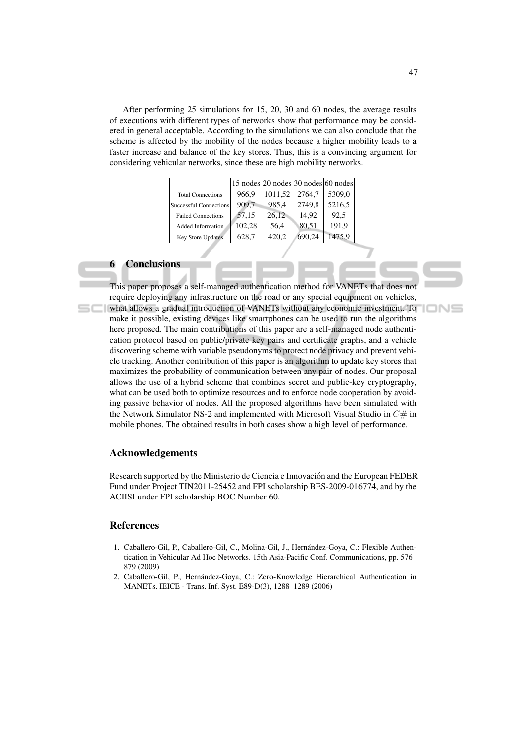After performing 25 simulations for 15, 20, 30 and 60 nodes, the average results of executions with different types of networks show that performance may be considered in general acceptable. According to the simulations we can also conclude that the scheme is affected by the mobility of the nodes because a higher mobility leads to a faster increase and balance of the key stores. Thus, this is a convincing argument for considering vehicular networks, since these are high mobility networks.

| | 15 nodes | 20 nodes | 30 nodes | 60 nodes |
|---|---|---|---|---|
| Total Connections | 966,9 | 1011,52 | 2764,7 | 5309,0 |
| Successful Connections | 909,7 | 985,4 | 2749,8 | 5216,5 |
| Failed Connections | 57,15 | 26,12 | 14,92 | 92,5 |
| Added Information | 102,28 | 56,4 | 80,51 | 191,9 |
| Key Store Updates | 628,7 | 420,2 | 690,24 | 1475,9 |

## 6 Conclusions

This paper proposes a self-managed authentication method for VANETs that does not require deploying any infrastructure on the road or any special equipment on vehicles, what allows a gradual introduction of VANETs without any economic investment. To make it possible, existing devices like smartphones can be used to run the algorithms here proposed. The main contributions of this paper are a self-managed node authentication protocol based on public/private key pairs and certificate graphs, and a vehicle discovering scheme with variable pseudonyms to protect node privacy and prevent vehicle tracking. Another contribution of this paper is an algorithm to update key stores that maximizes the probability of communication between any pair of nodes. Our proposal allows the use of a hybrid scheme that combines secret and public-key cryptography, what can be used both to optimize resources and to enforce node cooperation by avoiding passive behavior of nodes. All the proposed algorithms have been simulated with the Network Simulator NS-2 and implemented with Microsoft Visual Studio in $C\#$ in mobile phones. The obtained results in both cases show a high level of performance.

### Acknowledgements

Research supported by the Ministerio de Ciencia e Innovación and the European FEDER Fund under Project TIN2011-25452 and FPI scholarship BES-2009-016774, and by the ACIISI under FPI scholarship BOC Number 60.

### References

1. Caballero-Gil, P., Caballero-Gil, C., Molina-Gil, J., Hernández-Goya, C.: Flexible Authentication in Vehicular Ad Hoc Networks. 15th Asia-Pacific Conf. Communications, pp. 576–879 (2009)
2. Caballero-Gil, P., Hernández-Goya, C.: Zero-Knowledge Hierarchical Authentication in MANETs. IEICE - Trans. Inf. Syst. E89-D(3), 1288–1289 (2006)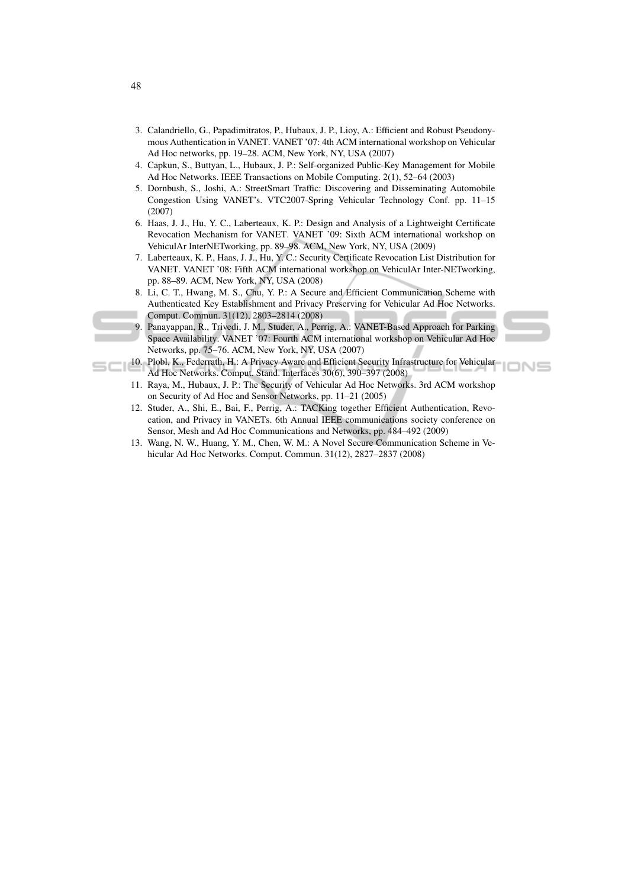3. Calandriello, G., Papadimitratos, P., Hubaux, J. P., Lioy, A.: Efficient and Robust Pseudonymous Authentication in VANET. VANET '07: 4th ACM international workshop on Vehicular Ad Hoc networks, pp. 19–28. ACM, New York, NY, USA (2007)
4. Capkun, S., Buttyan, L., Hubaux, J. P.: Self-organized Public-Key Management for Mobile Ad Hoc Networks. IEEE Transactions on Mobile Computing. 2(1), 52–64 (2003)
5. Dornbush, S., Joshi, A.: StreetSmart Traffic: Discovering and Disseminating Automobile Congestion Using VANET's. VTC2007-Spring Vehicular Technology Conf. pp. 11–15 (2007)
6. Haas, J. J., Hu, Y. C., Laberteaux, K. P.: Design and Analysis of a Lightweight Certificate Revocation Mechanism for VANET. VANET '09: Sixth ACM international workshop on VehiculAr InterNETworking, pp. 89–98. ACM, New York, NY, USA (2009)
7. Laberteaux, K. P., Haas, J. J., Hu, Y. C.: Security Certificate Revocation List Distribution for VANET. VANET '08: Fifth ACM international workshop on VehiculAr Inter-NETworking, pp. 88–89. ACM, New York, NY, USA (2008)
8. Li, C. T., Hwang, M. S., Chu, Y. P.: A Secure and Efficient Communication Scheme with Authenticated Key Establishment and Privacy Preserving for Vehicular Ad Hoc Networks. Comput. Commun. 31(12), 2803–2814 (2008)
9. Panayappan, R., Trivedi, J. M., Studer, A., Perrig, A.: VANET-Based Approach for Parking Space Availability. VANET '07: Fourth ACM international workshop on Vehicular Ad Hoc Networks, pp. 75–76. ACM, New York, NY, USA (2007)
10. Plobl, K., Federrath, H.: A Privacy Aware and Efficient Security Infrastructure for Vehicular Ad Hoc Networks. Comput. Stand. Interfaces 30(6), 390–397 (2008)
11. Raya, M., Hubaux, J. P.: The Security of Vehicular Ad Hoc Networks. 3rd ACM workshop on Security of Ad Hoc and Sensor Networks, pp. 11–21 (2005)
12. Studer, A., Shi, E., Bai, F., Perrig, A.: TACKing together Efficient Authentication, Revocation, and Privacy in VANETs. 6th Annual IEEE communications society conference on Sensor, Mesh and Ad Hoc Communications and Networks, pp. 484–492 (2009)
13. Wang, N. W., Huang, Y. M., Chen, W. M.: A Novel Secure Communication Scheme in Vehicular Ad Hoc Networks. Comput. Commun. 31(12), 2827–2837 (2008)